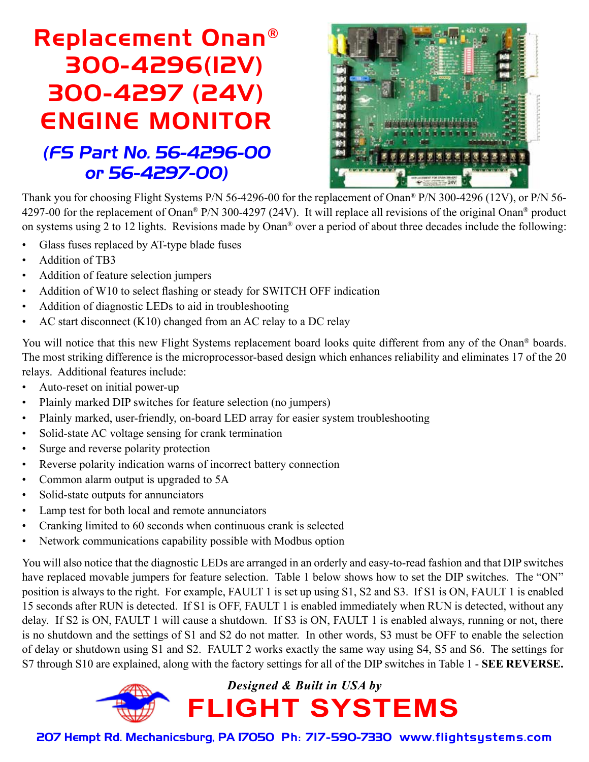# Replacement Onan® 300-4296(12V) 300-4297 (24V) ENGINE MONITOR

## (FS Part No. 56-4296-00 or 56-4297-00)

Thank you for choosing Flight Systems P/N 56-4296-00 for the replacement of Onan® P/N 300-4296 (12V), or P/N 56-4297-00 for the replacement of Onan® P/N 300-4297 (24V). It will replace all revisions of the original Onan® product on systems using 2 to 12 lights. Revisions made by Onan® over a period of about three decades include the following:

- Glass fuses replaced by AT-type blade fuses
- Addition of TB3
- Addition of feature selection jumpers
- Addition of W10 to select flashing or steady for SWITCH OFF indication
- Addition of diagnostic LEDs to aid in troubleshooting
- AC start disconnect (K10) changed from an AC relay to a DC relay

You will notice that this new Flight Systems replacement board looks quite different from any of the Onan® boards. The most striking difference is the microprocessor-based design which enhances reliability and eliminates 17 of the 20 relays. Additional features include:

- Auto-reset on initial power-up
- Plainly marked DIP switches for feature selection (no jumpers)
- Plainly marked, user-friendly, on-board LED array for easier system troubleshooting
- Solid-state AC voltage sensing for crank termination
- Surge and reverse polarity protection
- Reverse polarity indication warns of incorrect battery connection
- Common alarm output is upgraded to 5A
- Solid-state outputs for annunciators
- Lamp test for both local and remote annunciators
- Cranking limited to 60 seconds when continuous crank is selected
- Network communications capability possible with Modbus option

You will also notice that the diagnostic LEDs are arranged in an orderly and easy-to-read fashion and that DIP switches have replaced movable jumpers for feature selection. Table 1 below shows how to set the DIP switches. The "ON" position is always to the right. For example, FAULT 1 is set up using S1, S2 and S3. If S1 is ON, FAULT 1 is enabled 15 seconds after RUN is detected. If S1 is OFF, FAULT 1 is enabled immediately when RUN is detected, without any delay. If S2 is ON, FAULT 1 will cause a shutdown. If S3 is ON, FAULT 1 is enabled always, running or not, there is no shutdown and the settings of S1 and S2 do not matter. In other words, S3 must be OFF to enable the selection of delay or shutdown using S1 and S2. FAULT 2 works exactly the same way using S4, S5 and S6. The settings for S7 through S10 are explained, along with the factory settings for all of the DIP switches in Table 1 - **SEE REVERSE.**

***Designed & Built in USA by***

**FLIGHT SYSTEMS**

207 Hempt Rd. Mechanicsburg, PA 17050 Ph: 717-590-7330 www.flightsystems.com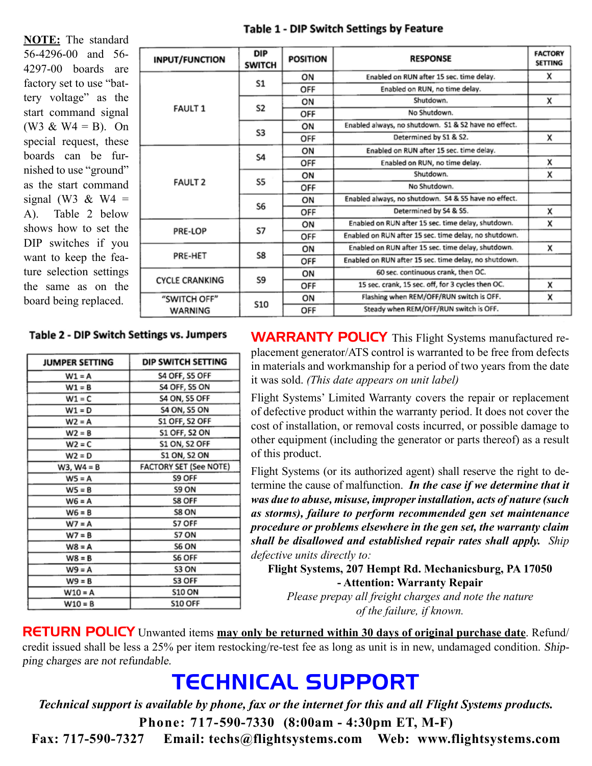**NOTE:** The standard 56-4296-00 and 56-4297-00 boards are factory set to use "battery voltage" as the start command signal (W3 & W4 = B). On special request, these boards can be furnished to use "ground" as the start command signal (W3 & W4 = A). Table 2 below shows how to set the DIP switches if you want to keep the feature selection settings the same as on the board being replaced.

**Table 1 - DIP Switch Settings by Feature**

| INPUT/FUNCTION | DIP SWITCH | POSITION | RESPONSE | FACTORY SETTING |
|---|---|---|---|---|
| FAULT 1 | S1 | ON | Enabled on RUN after 15 sec. time delay. | X |
| | | OFF | Enabled on RUN, no time delay. | |
| | S2 | ON | Shutdown. | X |
| | | OFF | No Shutdown. | |
| | S3 | ON | Enabled always, no shutdown. S1 & S2 have no effect. | |
| | | OFF | Determined by S1 & S2. | X |
| FAULT 2 | S4 | ON | Enabled on RUN after 15 sec. time delay. | |
| | | OFF | Enabled on RUN, no time delay. | X |
| | S5 | ON | Shutdown. | X |
| | | OFF | No Shutdown. | |
| | S6 | ON | Enabled always, no shutdown. S4 & S5 have no effect. | |
| | | OFF | Determined by S4 & S5. | X |
| PRE-LOP | S7 | ON | Enabled on RUN after 15 sec. time delay, shutdown. | X |
| | | OFF | Enabled on RUN after 15 sec. time delay, no shutdown. | |
| PRE-HET | S8 | ON | Enabled on RUN after 15 sec. time delay, shutdown. | X |
| | | OFF | Enabled on RUN after 15 sec. time delay, no shutdown. | |
| CYCLE CRANKING | S9 | ON | 60 sec. continuous crank, then OC. | |
| | | OFF | 15 sec. crank, 15 sec. off, for 3 cycles then OC. | X |
| "SWITCH OFF" WARNING | S10 | ON | Flashing when REM/OFF/RUN switch is OFF. | X |
| | | OFF | Steady when REM/OFF/RUN switch is OFF. | |

**Table 2 - DIP Switch Settings vs. Jumpers**

| JUMPER SETTING | DIP SWITCH SETTING |
|---|---|
| W1 = A | S4 OFF, S5 OFF |
| W1 = B | S4 OFF, S5 ON |
| W1 = C | S4 ON, S5 OFF |
| W1 = D | S4 ON, S5 ON |
| W2 = A | S1 OFF, S2 OFF |
| W2 = B | S1 OFF, S2 ON |
| W2 = C | S1 ON, S2 OFF |
| W2 = D | S1 ON, S2 ON |
| W3, W4 = B | FACTORY SET (See NOTE) |
| W5 = A | S9 OFF |
| W5 = B | S9 ON |
| W6 = A | S8 OFF |
| W6 = B | S8 ON |
| W7 = A | S7 OFF |
| W7 = B | S7 ON |
| W8 = A | S6 ON |
| W8 = B | S6 OFF |
| W9 = A | S3 ON |
| W9 = B | S3 OFF |
| W10 = A | S10 ON |
| W10 = B | S10 OFF |

**WARRANTY POLICY** This Flight Systems manufactured replacement generator/ATS control is warranted to be free from defects in materials and workmanship for a period of two years from the date it was sold. *(This date appears on unit label)*

Flight Systems' Limited Warranty covers the repair or replacement of defective product within the warranty period. It does not cover the cost of installation, or removal costs incurred, or possible damage to other equipment (including the generator or parts thereof) as a result of this product.

Flight Systems (or its authorized agent) shall reserve the right to determine the cause of malfunction. ***In the case if we determine that it was due to abuse, misuse, improper installation, acts of nature (such as storms), failure to perform recommended gen set maintenance procedure or problems elsewhere in the gen set, the warranty claim shall be disallowed and established repair rates shall apply.*** *Ship defective units directly to:*

**Flight Systems, 207 Hempt Rd. Mechanicsburg, PA 17050**
**- Attention: Warranty Repair**

*Please prepay all freight charges and note the nature of the failure, if known.*

**RETURN POLICY** Unwanted items **may only be returned within 30 days of original purchase date**. Refund/credit issued shall be less a 25% per item restocking/re-test fee as long as unit is in new, undamaged condition. *Shipping charges are not refundable.*

# TECHNICAL SUPPORT

***Technical support is available by phone, fax or the internet for this and all Flight Systems products.***

**Phone: 717-590-7330 (8:00am - 4:30pm ET, M-F)**

**Fax: 717-590-7327 Email: techs@flightsystems.com Web: www.flightsystems.com**